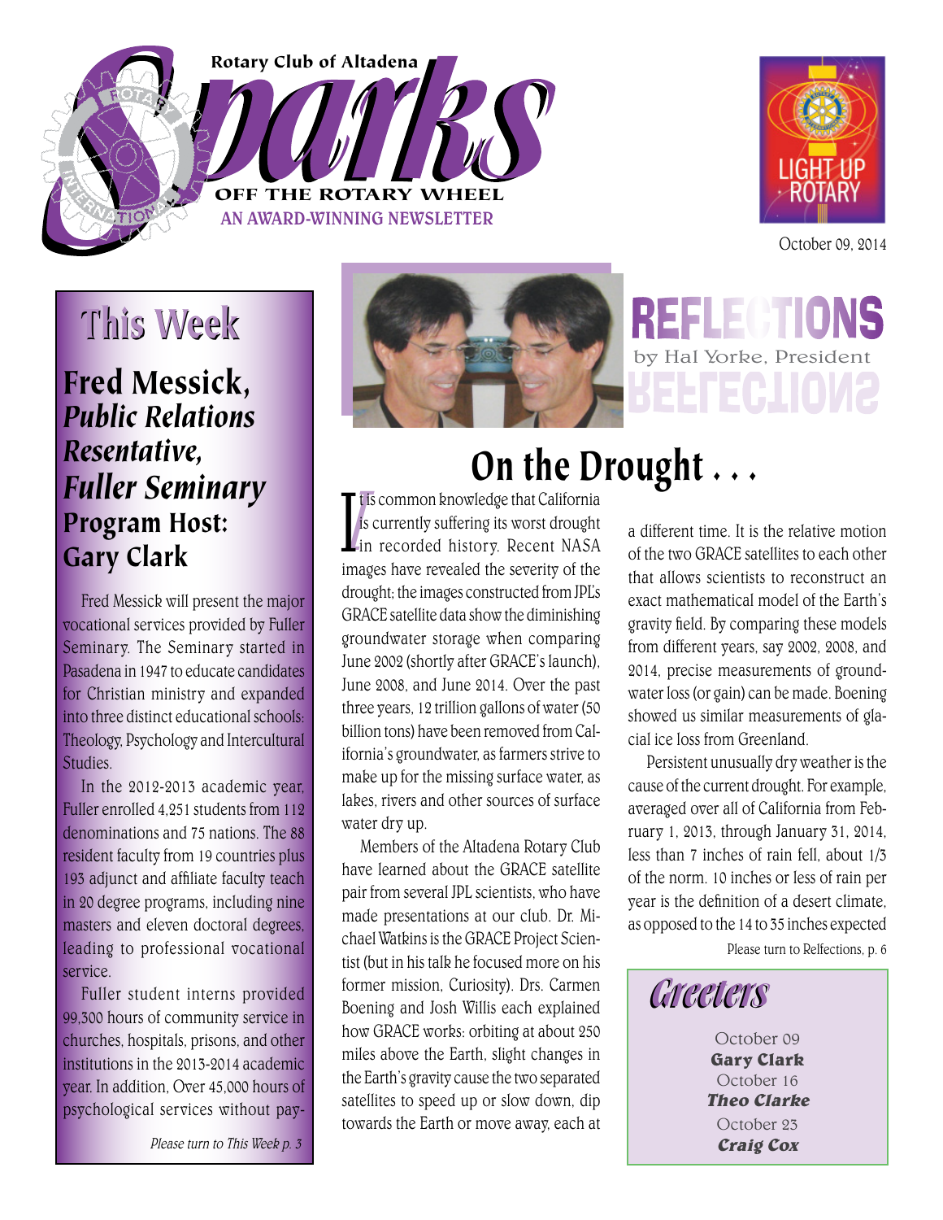# Sparks

Rotary Club of Altadena

OFF THE ROTARY WHEEL

AN AWARD-WINNING NEWSLETTER

LIGHT UP ROTARY

October 09, 2014

## This Week

### Fred Messick, *Public Relations Resentative, Fuller Seminary*

### Program Host: Gary Clark

Fred Messick will present the major vocational services provided by Fuller Seminary. The Seminary started in Pasadena in 1947 to educate candidates for Christian ministry and expanded into three distinct educational schools: Theology, Psychology and Intercultural Studies.

In the 2012-2013 academic year, Fuller enrolled 4,251 students from 112 denominations and 75 nations. The 88 resident faculty from 19 countries plus 193 adjunct and affiliate faculty teach in 20 degree programs, including nine masters and eleven doctoral degrees, leading to professional vocational service.

Fuller student interns provided 99,300 hours of community service in churches, hospitals, prisons, and other institutions in the 2013-2014 academic year. In addition, Over 45,000 hours of psychological services without pay-

*Please turn to This Week p. 3*

## REFLECTIONS

by Hal Yorke, President

# On the Drought . . .

It is common knowledge that California is currently suffering its worst drought in recorded history. Recent NASA images have revealed the severity of the drought; the images constructed from JPL's GRACE satellite data show the diminishing groundwater storage when comparing June 2002 (shortly after GRACE's launch), June 2008, and June 2014. Over the past three years, 12 trillion gallons of water (50 billion tons) have been removed from California's groundwater, as farmers strive to make up for the missing surface water, as lakes, rivers and other sources of surface water dry up.

Members of the Altadena Rotary Club have learned about the GRACE satellite pair from several JPL scientists, who have made presentations at our club. Dr. Michael Watkins is the GRACE Project Scientist (but in his talk he focused more on his former mission, Curiosity). Drs. Carmen Boening and Josh Willis each explained how GRACE works: orbiting at about 250 miles above the Earth, slight changes in the Earth's gravity cause the two separated satellites to speed up or slow down, dip towards the Earth or move away, each at a different time. It is the relative motion of the two GRACE satellites to each other that allows scientists to reconstruct an exact mathematical model of the Earth's gravity field. By comparing these models from different years, say 2002, 2008, and 2014, precise measurements of groundwater loss (or gain) can be made. Boening showed us similar measurements of glacial ice loss from Greenland.

Persistent unusually dry weather is the cause of the current drought. For example, averaged over all of California from February 1, 2013, through January 31, 2014, less than 7 inches of rain fell, about 1/3 of the norm. 10 inches or less of rain per year is the definition of a desert climate, as opposed to the 14 to 35 inches expected

Please turn to Relfections, p. 6

## Greeters

October 09
**Gary Clark**

October 16
***Theo Clarke***

October 23
***Craig Cox***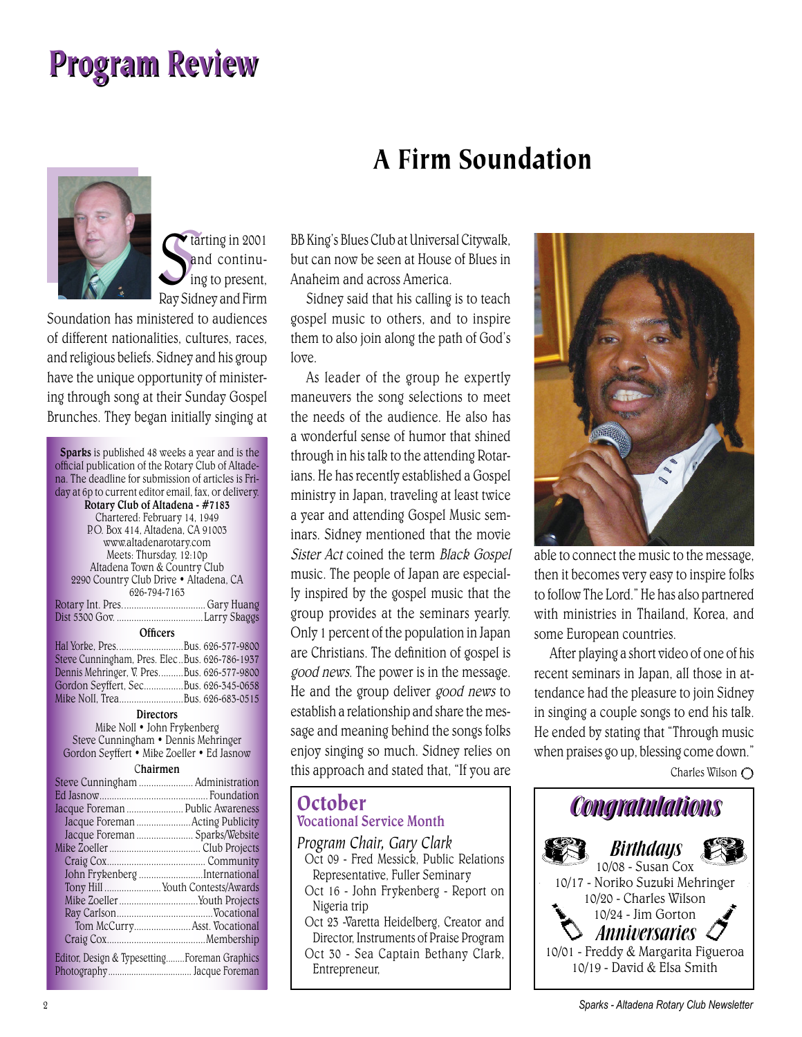# Program Review

## A Firm Soundation

Starting in 2001 and continuing to present, Ray Sidney and Firm Soundation has ministered to audiences of different nationalities, cultures, races, and religious beliefs. Sidney and his group have the unique opportunity of ministering through song at their Sunday Gospel Brunches. They began initially singing at BB King's Blues Club at Universal Citywalk, but can now be seen at House of Blues in Anaheim and across America.

Sidney said that his calling is to teach gospel music to others, and to inspire them to also join along the path of God's love.

As leader of the group he expertly maneuvers the song selections to meet the needs of the audience. He also has a wonderful sense of humor that shined through in his talk to the attending Rotarians. He has recently established a Gospel ministry in Japan, traveling at least twice a year and attending Gospel Music seminars. Sidney mentioned that the movie *Sister Act* coined the term *Black Gospel* music. The people of Japan are especially inspired by the gospel music that the group provides at the seminars yearly. Only 1 percent of the population in Japan are Christians. The definition of gospel is *good news*. The power is in the message. He and the group deliver *good news* to establish a relationship and share the message and meaning behind the songs folks enjoy singing so much. Sidney relies on this approach and stated that, "If you are able to connect the music to the message, then it becomes very easy to inspire folks to follow The Lord." He has also partnered with ministries in Thailand, Korea, and some European countries.

After playing a short video of one of his recent seminars in Japan, all those in attendance had the pleasure to join Sidney in singing a couple songs to end his talk. He ended by stating that "Through music when praises go up, blessing come down."

Charles Wilson

**Sparks** is published 48 weeks a year and is the official publication of the Rotary Club of Altadena. The deadline for submission of articles is Friday at 6p to current editor email, fax, or delivery.

**Rotary Club of Altadena - #7183**
Chartered: February 14, 1949
P.O. Box 414, Altadena, CA 91003
www.altadenarotary.com
Meets: Thursday, 12:10p
Altadena Town & Country Club
2290 Country Club Drive • Altadena, CA
626-794-7163

Rotary Int. Pres. .......... Gary Huang
Dist 5300 Gov. .......... Larry Skaggs

**Officers**

Hal Yorke, Pres. .......... Bus. 626-577-9800
Steve Cunningham, Pres. Elec. .. Bus. 626-786-1937
Dennis Mehringer, V. Pres. .......... Bus. 626-577-9800
Gordon Seyffert, Sec. .......... Bus. 626-345-0658
Mike Noll, Trea. .......... Bus. 626-683-0515

**Directors**

Mike Noll • John Frykenberg
Steve Cunningham • Dennis Mehringer
Gordon Seyffert • Mike Zoeller • Ed Jasnow

**Chairmen**

Steve Cunningham .......... Administration
Ed Jasnow .......... Foundation
Jacque Foreman .......... Public Awareness
Jacque Foreman .......... Acting Publicity
Jacque Foreman .......... Sparks/Website
Mike Zoeller .......... Club Projects
Craig Cox .......... Community
John Frykenberg .......... International
Tony Hill .......... Youth Contests/Awards
Mike Zoeller .......... Youth Projects
Ray Carlson .......... Vocational
Tom McCurry .......... Asst. Vocational
Craig Cox .......... Membership

Editor, Design & Typesetting .......... Foreman Graphics
Photography .......... Jacque Foreman

## October
### Vocational Service Month

*Program Chair, Gary Clark*

- Oct 09 - Fred Messick, Public Relations Representative, Fuller Seminary
- Oct 16 - John Frykenberg - Report on Nigeria trip
- Oct 23 -Varetta Heidelberg, Creator and Director, Instruments of Praise Program
- Oct 30 - Sea Captain Bethany Clark, Entrepreneur,

## Congratulations

### Birthdays

10/08 - Susan Cox
10/17 - Noriko Suzuki Mehringer
10/20 - Charles Wilson
10/24 - Jim Gorton

### Anniversaries

10/01 - Freddy & Margarita Figueroa
10/19 - David & Elsa Smith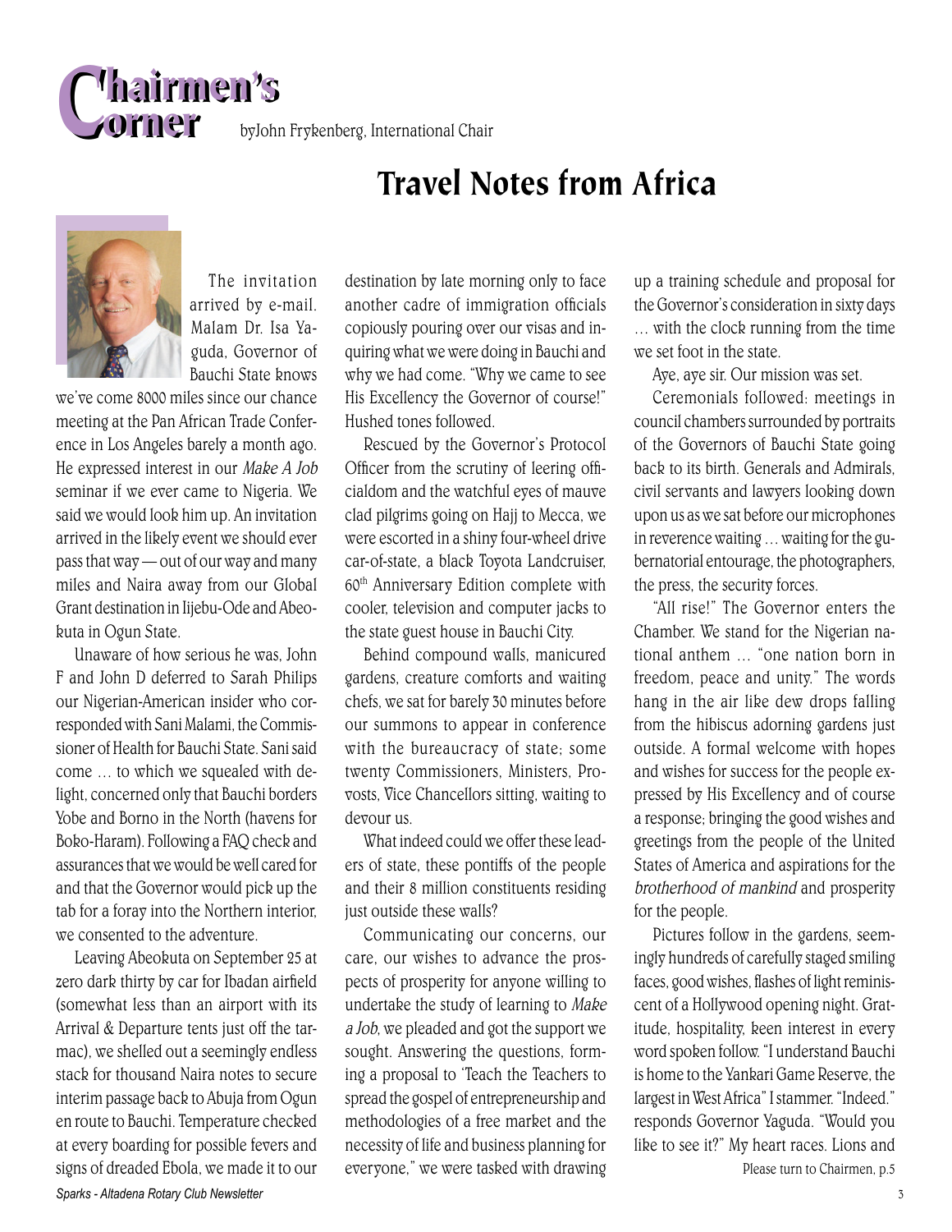# Chairmen's Corner

byJohn Frykenberg, International Chair

## Travel Notes from Africa

The invitation arrived by e-mail. Malam Dr. Isa Yaguda, Governor of Bauchi State knows we've come 8000 miles since our chance meeting at the Pan African Trade Conference in Los Angeles barely a month ago. He expressed interest in our *Make A Job* seminar if we ever came to Nigeria. We said we would look him up. An invitation arrived in the likely event we should ever pass that way — out of our way and many miles and Naira away from our Global Grant destination in Iijebu-Ode and Abeokuta in Ogun State.

Unaware of how serious he was, John F and John D deferred to Sarah Philips our Nigerian-American insider who corresponded with Sani Malami, the Commissioner of Health for Bauchi State. Sani said come … to which we squealed with delight, concerned only that Bauchi borders Yobe and Borno in the North (havens for Boko-Haram). Following a FAQ check and assurances that we would be well cared for and that the Governor would pick up the tab for a foray into the Northern interior, we consented to the adventure.

Leaving Abeokuta on September 25 at zero dark thirty by car for Ibadan airfield (somewhat less than an airport with its Arrival & Departure tents just off the tarmac), we shelled out a seemingly endless stack for thousand Naira notes to secure interim passage back to Abuja from Ogun en route to Bauchi. Temperature checked at every boarding for possible fevers and signs of dreaded Ebola, we made it to our destination by late morning only to face another cadre of immigration officials copiously pouring over our visas and inquiring what we were doing in Bauchi and why we had come. "Why we came to see His Excellency the Governor of course!" Hushed tones followed.

Rescued by the Governor's Protocol Officer from the scrutiny of leering officialdom and the watchful eyes of mauve clad pilgrims going on Hajj to Mecca, we were escorted in a shiny four-wheel drive car-of-state, a black Toyota Landcruiser, 60th Anniversary Edition complete with cooler, television and computer jacks to the state guest house in Bauchi City.

Behind compound walls, manicured gardens, creature comforts and waiting chefs, we sat for barely 30 minutes before our summons to appear in conference with the bureaucracy of state; some twenty Commissioners, Ministers, Provosts, Vice Chancellors sitting, waiting to devour us.

What indeed could we offer these leaders of state, these pontiffs of the people and their 8 million constituents residing just outside these walls?

Communicating our concerns, our care, our wishes to advance the prospects of prosperity for anyone willing to undertake the study of learning to *Make a Job*, we pleaded and got the support we sought. Answering the questions, forming a proposal to 'Teach the Teachers to spread the gospel of entrepreneurship and methodologies of a free market and the necessity of life and business planning for everyone," we were tasked with drawing up a training schedule and proposal for the Governor's consideration in sixty days … with the clock running from the time we set foot in the state.

Aye, aye sir. Our mission was set.

Ceremonials followed: meetings in council chambers surrounded by portraits of the Governors of Bauchi State going back to its birth. Generals and Admirals, civil servants and lawyers looking down upon us as we sat before our microphones in reverence waiting … waiting for the gubernatorial entourage, the photographers, the press, the security forces.

"All rise!" The Governor enters the Chamber. We stand for the Nigerian national anthem … "one nation born in freedom, peace and unity." The words hang in the air like dew drops falling from the hibiscus adorning gardens just outside. A formal welcome with hopes and wishes for success for the people expressed by His Excellency and of course a response; bringing the good wishes and greetings from the people of the United States of America and aspirations for the *brotherhood of mankind* and prosperity for the people.

Pictures follow in the gardens, seemingly hundreds of carefully staged smiling faces, good wishes, flashes of light reminiscent of a Hollywood opening night. Gratitude, hospitality, keen interest in every word spoken follow. "I understand Bauchi is home to the Yankari Game Reserve, the largest in West Africa" I stammer. "Indeed." responds Governor Yaguda. "Would you like to see it?" My heart races. Lions and

Please turn to Chairmen, p.5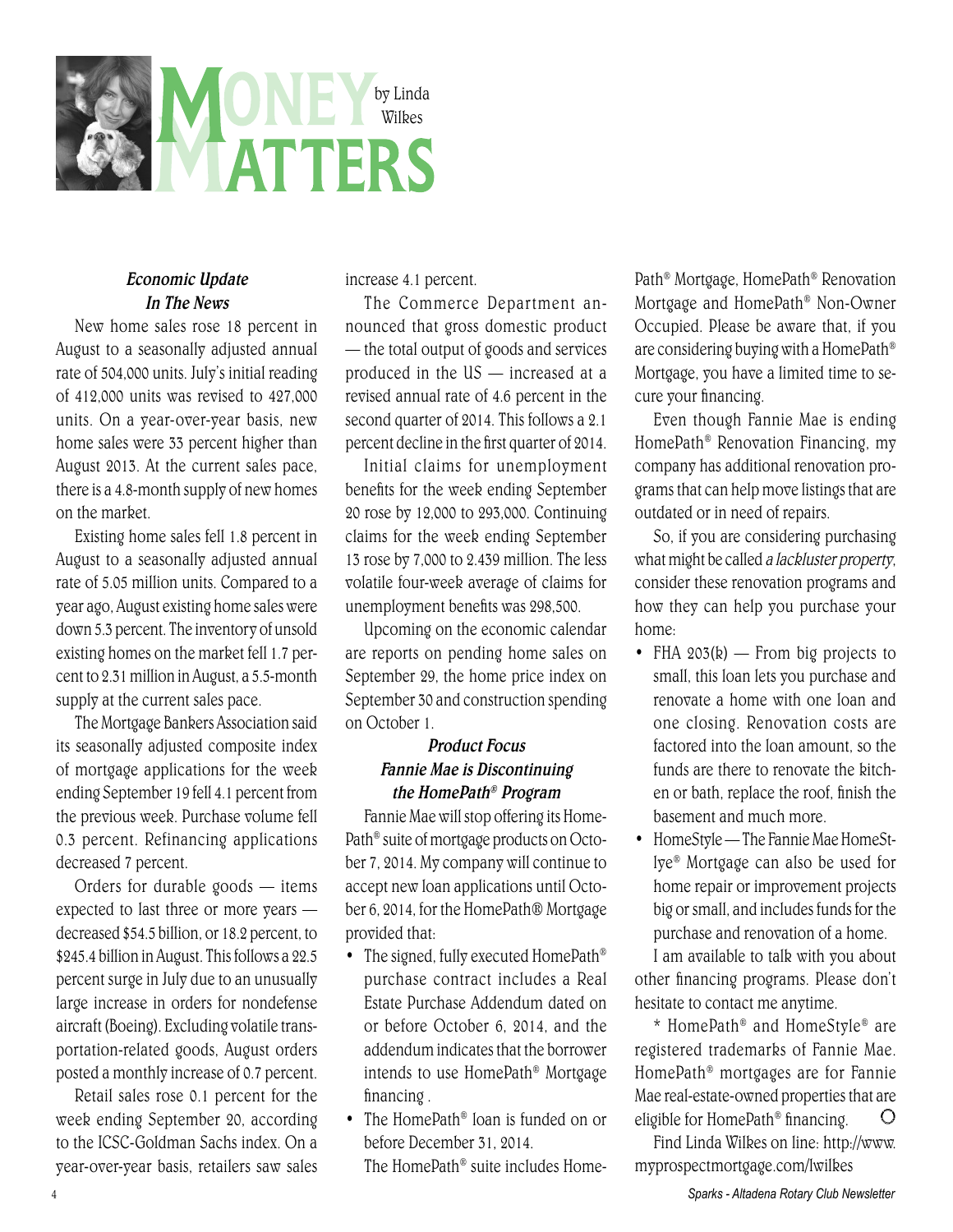# Money Matters

by Linda Wilkes

### *Economic Update In The News*

New home sales rose 18 percent in August to a seasonally adjusted annual rate of 504,000 units. July's initial reading of 412,000 units was revised to 427,000 units. On a year-over-year basis, new home sales were 33 percent higher than August 2013. At the current sales pace, there is a 4.8-month supply of new homes on the market.

Existing home sales fell 1.8 percent in August to a seasonally adjusted annual rate of 5.05 million units. Compared to a year ago, August existing home sales were down 5.3 percent. The inventory of unsold existing homes on the market fell 1.7 percent to 2.31 million in August, a 5.5-month supply at the current sales pace.

The Mortgage Bankers Association said its seasonally adjusted composite index of mortgage applications for the week ending September 19 fell 4.1 percent from the previous week. Purchase volume fell 0.3 percent. Refinancing applications decreased 7 percent.

Orders for durable goods — items expected to last three or more years — decreased $54.5 billion, or 18.2 percent, to $245.4 billion in August. This follows a 22.5 percent surge in July due to an unusually large increase in orders for nondefense aircraft (Boeing). Excluding volatile transportation-related goods, August orders posted a monthly increase of 0.7 percent.

Retail sales rose 0.1 percent for the week ending September 20, according to the ICSC-Goldman Sachs index. On a year-over-year basis, retailers saw sales increase 4.1 percent.

The Commerce Department announced that gross domestic product — the total output of goods and services produced in the US — increased at a revised annual rate of 4.6 percent in the second quarter of 2014. This follows a 2.1 percent decline in the first quarter of 2014.

Initial claims for unemployment benefits for the week ending September 20 rose by 12,000 to 293,000. Continuing claims for the week ending September 13 rose by 7,000 to 2.439 million. The less volatile four-week average of claims for unemployment benefits was 298,500.

Upcoming on the economic calendar are reports on pending home sales on September 29, the home price index on September 30 and construction spending on October 1.

### *Product Focus Fannie Mae is Discontinuing the HomePath® Program*

Fannie Mae will stop offering its HomePath® suite of mortgage products on October 7, 2014. My company will continue to accept new loan applications until October 6, 2014, for the HomePath® Mortgage provided that:

- The signed, fully executed HomePath® purchase contract includes a Real Estate Purchase Addendum dated on or before October 6, 2014, and the addendum indicates that the borrower intends to use HomePath® Mortgage financing .
- The HomePath® loan is funded on or before December 31, 2014.

The HomePath® suite includes HomePath® Mortgage, HomePath® Renovation Mortgage and HomePath® Non-Owner Occupied. Please be aware that, if you are considering buying with a HomePath® Mortgage, you have a limited time to secure your financing.

Even though Fannie Mae is ending HomePath® Renovation Financing, my company has additional renovation programs that can help move listings that are outdated or in need of repairs.

So, if you are considering purchasing what might be called *a lackluster property*, consider these renovation programs and how they can help you purchase your home:

- FHA 203(k) — From big projects to small, this loan lets you purchase and renovate a home with one loan and one closing. Renovation costs are factored into the loan amount, so the funds are there to renovate the kitchen or bath, replace the roof, finish the basement and much more.
- HomeStyle — The Fannie Mae HomeStyle® Mortgage can also be used for home repair or improvement projects big or small, and includes funds for the purchase and renovation of a home.

I am available to talk with you about other financing programs. Please don't hesitate to contact me anytime.

* HomePath® and HomeStyle® are registered trademarks of Fannie Mae. HomePath® mortgages are for Fannie Mae real-estate-owned properties that are eligible for HomePath® financing.

Find Linda Wilkes on line: http://www.myprospectmortgage.com/lwilkes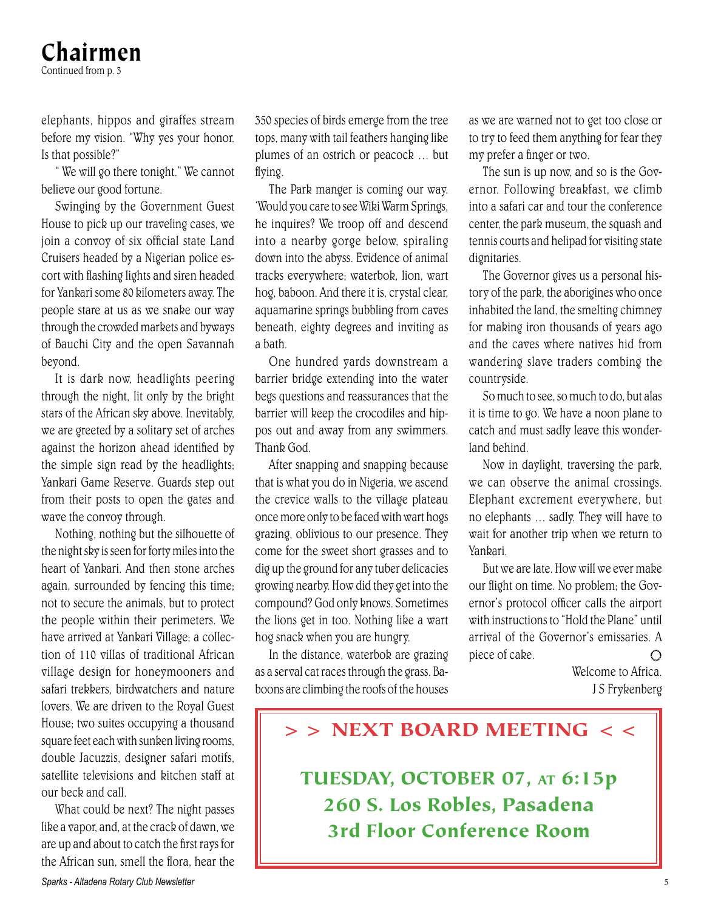# Chairmen

Continued from p. 3

elephants, hippos and giraffes stream before my vision. "Why yes your honor. Is that possible?"

" We will go there tonight." We cannot believe our good fortune.

Swinging by the Government Guest House to pick up our traveling cases, we join a convoy of six official state Land Cruisers headed by a Nigerian police escort with flashing lights and siren headed for Yankari some 80 kilometers away. The people stare at us as we snake our way through the crowded markets and byways of Bauchi City and the open Savannah beyond.

It is dark now, headlights peering through the night, lit only by the bright stars of the African sky above. Inevitably, we are greeted by a solitary set of arches against the horizon ahead identified by the simple sign read by the headlights; Yankari Game Reserve. Guards step out from their posts to open the gates and wave the convoy through.

Nothing, nothing but the silhouette of the night sky is seen for forty miles into the heart of Yankari. And then stone arches again, surrounded by fencing this time; not to secure the animals, but to protect the people within their perimeters. We have arrived at Yankari Village; a collection of 110 villas of traditional African village design for honeymooners and safari trekkers, birdwatchers and nature lovers. We are driven to the Royal Guest House; two suites occupying a thousand square feet each with sunken living rooms, double Jacuzzis, designer safari motifs, satellite televisions and kitchen staff at our beck and call.

What could be next? The night passes like a vapor, and, at the crack of dawn, we are up and about to catch the first rays for the African sun, smell the flora, hear the 350 species of birds emerge from the tree tops, many with tail feathers hanging like plumes of an ostrich or peacock … but flying.

The Park manger is coming our way. 'Would you care to see Wiki Warm Springs, he inquires? We troop off and descend into a nearby gorge below, spiraling down into the abyss. Evidence of animal tracks everywhere; waterbok, lion, wart hog, baboon. And there it is, crystal clear, aquamarine springs bubbling from caves beneath, eighty degrees and inviting as a bath.

One hundred yards downstream a barrier bridge extending into the water begs questions and reassurances that the barrier will keep the crocodiles and hippos out and away from any swimmers. Thank God.

After snapping and snapping because that is what you do in Nigeria, we ascend the crevice walls to the village plateau once more only to be faced with wart hogs grazing, oblivious to our presence. They come for the sweet short grasses and to dig up the ground for any tuber delicacies growing nearby. How did they get into the compound? God only knows. Sometimes the lions get in too. Nothing like a wart hog snack when you are hungry.

In the distance, waterbok are grazing as a serval cat races through the grass. Baboons are climbing the roofs of the houses as we are warned not to get too close or to try to feed them anything for fear they my prefer a finger or two.

The sun is up now, and so is the Governor. Following breakfast, we climb into a safari car and tour the conference center, the park museum, the squash and tennis courts and helipad for visiting state dignitaries.

The Governor gives us a personal history of the park, the aborigines who once inhabited the land, the smelting chimney for making iron thousands of years ago and the caves where natives hid from wandering slave traders combing the countryside.

So much to see, so much to do, but alas it is time to go. We have a noon plane to catch and must sadly leave this wonderland behind.

Now in daylight, traversing the park, we can observe the animal crossings. Elephant excrement everywhere, but no elephants … sadly. They will have to wait for another trip when we return to Yankari.

But we are late. How will we ever make our flight on time. No problem; the Governor's protocol officer calls the airport with instructions to "Hold the Plane" until arrival of the Governor's emissaries. A piece of cake.

Welcome to Africa.

J S Frykenberg

---

**> > NEXT BOARD MEETING < <**

**TUESDAY, OCTOBER 07, AT 6:15p**
**260 S. Los Robles, Pasadena**
**3rd Floor Conference Room**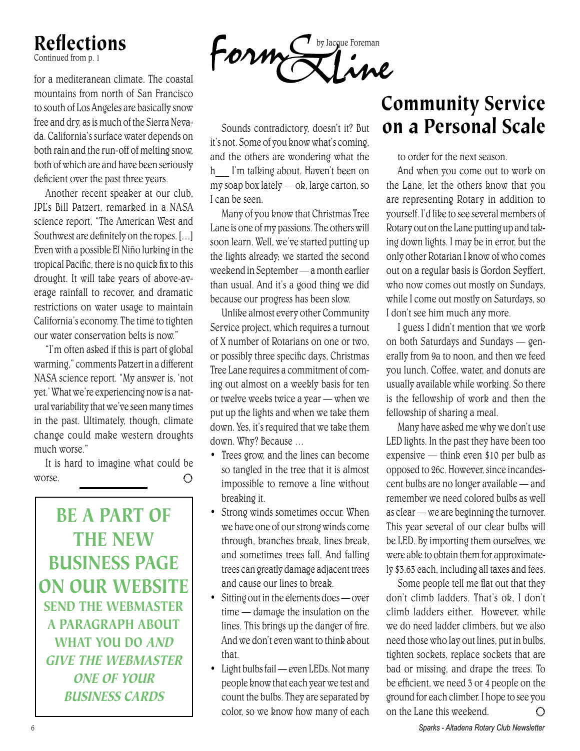## Reflections

Continued from p. 1

for a mediteranean climate. The coastal mountains from north of San Francisco to south of Los Angeles are basically snow free and dry, as is much of the Sierra Nevada. California's surface water depends on both rain and the run-off of melting snow, both of which are and have been seriously deficient over the past three years.

Another recent speaker at our club, JPL's Bill Patzert, remarked in a NASA science report, "The American West and Southwest are definitely on the ropes. […] Even with a possible El Niño lurking in the tropical Pacific, there is no quick fix to this drought. It will take years of above-average rainfall to recover, and dramatic restrictions on water usage to maintain California's economy. The time to tighten our water conservation belts is now."

"I'm often asked if this is part of global warming," comments Patzert in a different NASA science report. "My answer is, 'not yet.' What we're experiencing now is a natural variability that we've seen many times in the past. Ultimately, though, climate change could make western droughts much worse."

It is hard to imagine what could be worse.

**BE A PART OF THE NEW BUSINESS PAGE ON OUR WEBSITE**

**SEND THE WEBMASTER A PARAGRAPH ABOUT WHAT YOU DO *AND GIVE THE WEBMASTER ONE OF YOUR BUSINESS CARDS***

## Form & Line

by Jacque Foreman

# Community Service on a Personal Scale

Sounds contradictory, doesn't it? But it's not. Some of you know what's coming, and the others are wondering what the h___ I'm talking about. Haven't been on my soap box lately — ok, large carton, so I can be seen.

Many of you know that Christmas Tree Lane is one of my passions. The others will soon learn. Well, we've started putting up the lights already; we started the second weekend in September — a month earlier than usual. And it's a good thing we did because our progress has been slow.

Unlike almost every other Community Service project, which requires a turnout of X number of Rotarians on one or two, or possibly three specific days, Christmas Tree Lane requires a commitment of coming out almost on a weekly basis for ten or twelve weeks twice a year — when we put up the lights and when we take them down. Yes, it's required that we take them down. Why? Because …

- Trees grow, and the lines can become so tangled in the tree that it is almost impossible to remove a line without breaking it.
- Strong winds sometimes occur. When we have one of our strong winds come through, branches break, lines break, and sometimes trees fall. And falling trees can greatly damage adjacent trees and cause our lines to break.
- Sitting out in the elements does — over time — damage the insulation on the lines. This brings up the danger of fire. And we don't even want to think about that.
- Light bulbs fail — even LEDs. Not many people know that each year we test and count the bulbs. They are separated by color, so we know how many of each to order for the next season.

And when you come out to work on the Lane, let the others know that you are representing Rotary in addition to yourself. I'd like to see several members of Rotary out on the Lane putting up and taking down lights. I may be in error, but the only other Rotarian I know of who comes out on a regular basis is Gordon Seyffert, who now comes out mostly on Sundays, while I come out mostly on Saturdays, so I don't see him much any more.

I guess I didn't mention that we work on both Saturdays and Sundays — generally from 9a to noon, and then we feed you lunch. Coffee, water, and donuts are usually available while working. So there is the fellowship of work and then the fellowship of sharing a meal.

Many have asked me why we don't use LED lights. In the past they have been too expensive — think even $10 per bulb as opposed to 26c. However, since incandescent bulbs are no longer available — and remember we need colored bulbs as well as clear — we are beginning the turnover. This year several of our clear bulbs will be LED. By importing them ourselves, we were able to obtain them for approximately $3.63 each, including all taxes and fees.

Some people tell me flat out that they don't climb ladders. That's ok, I don't climb ladders either. However, while we do need ladder climbers, but we also need those who lay out lines, put in bulbs, tighten sockets, replace sockets that are bad or missing, and drape the trees. To be efficient, we need 3 or 4 people on the ground for each climber. I hope to see you on the Lane this weekend.